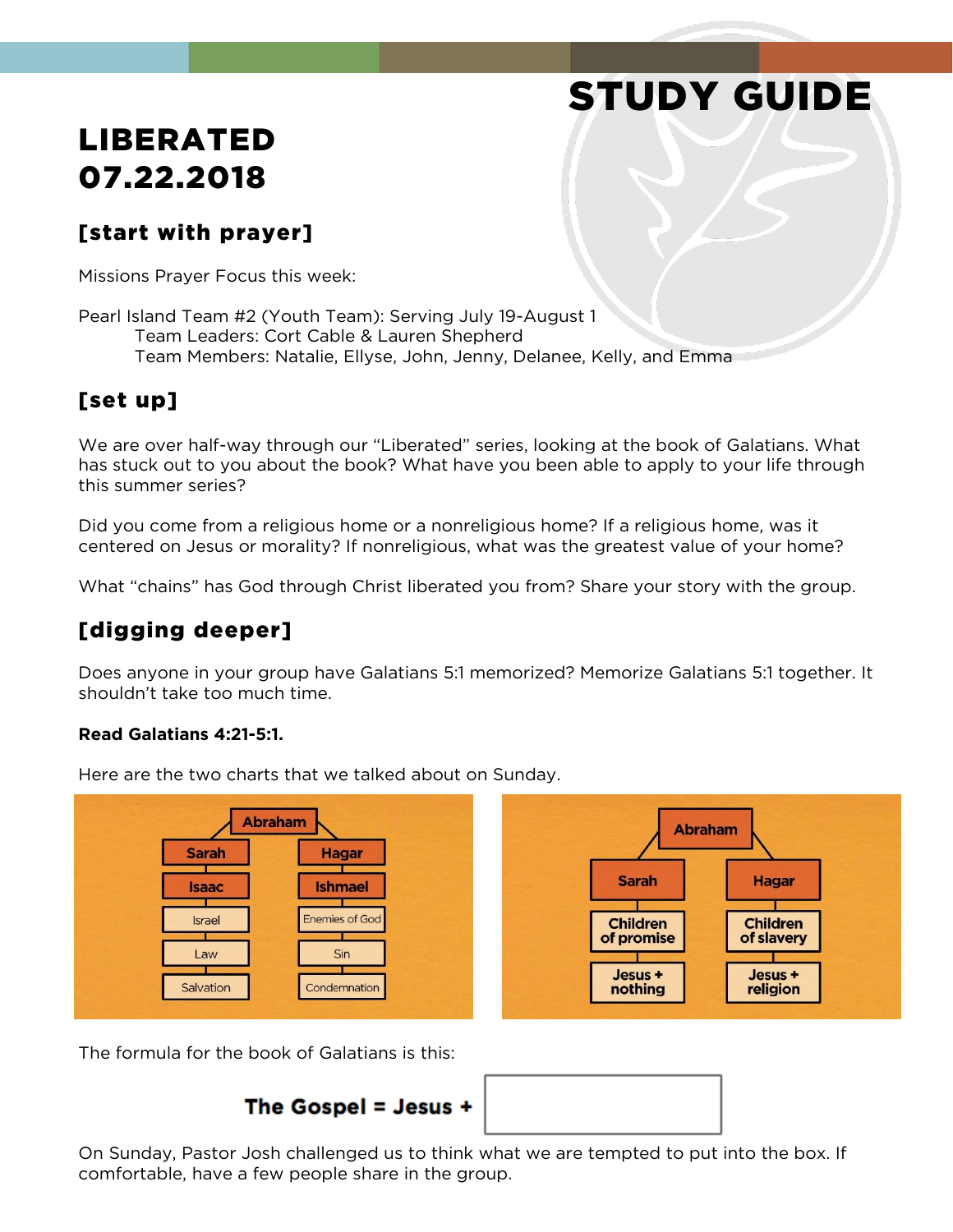# STUDY GUIDE

# LIBERATED 07.22.2018

## [start with prayer]

Missions Prayer Focus this week:

Pearl Island Team #2 (Youth Team): Serving July 19-August 1
Team Leaders: Cort Cable & Lauren Shepherd
Team Members: Natalie, Ellyse, John, Jenny, Delanee, Kelly, and Emma

## [set up]

We are over half-way through our "Liberated" series, looking at the book of Galatians. What has stuck out to you about the book? What have you been able to apply to your life through this summer series?

Did you come from a religious home or a nonreligious home? If a religious home, was it centered on Jesus or morality? If nonreligious, what was the greatest value of your home?

What "chains" has God through Christ liberated you from? Share your story with the group.

## [digging deeper]

Does anyone in your group have Galatians 5:1 memorized? Memorize Galatians 5:1 together. It shouldn't take too much time.

**Read Galatians 4:21-5:1.**

Here are the two charts that we talked about on Sunday.

| Abraham | |
|---|---|
| Sarah | Hagar |
| Isaac | Ishmael |
| Israel | Enemies of God |
| Law | Sin |
| Salvation | Condemnation |

| Abraham | |
|---|---|
| Sarah | Hagar |
| Children of promise | Children of slavery |
| Jesus + nothing | Jesus + religion |

The formula for the book of Galatians is this:

**The Gospel = Jesus +** [ ]

On Sunday, Pastor Josh challenged us to think what we are tempted to put into the box. If comfortable, have a few people share in the group.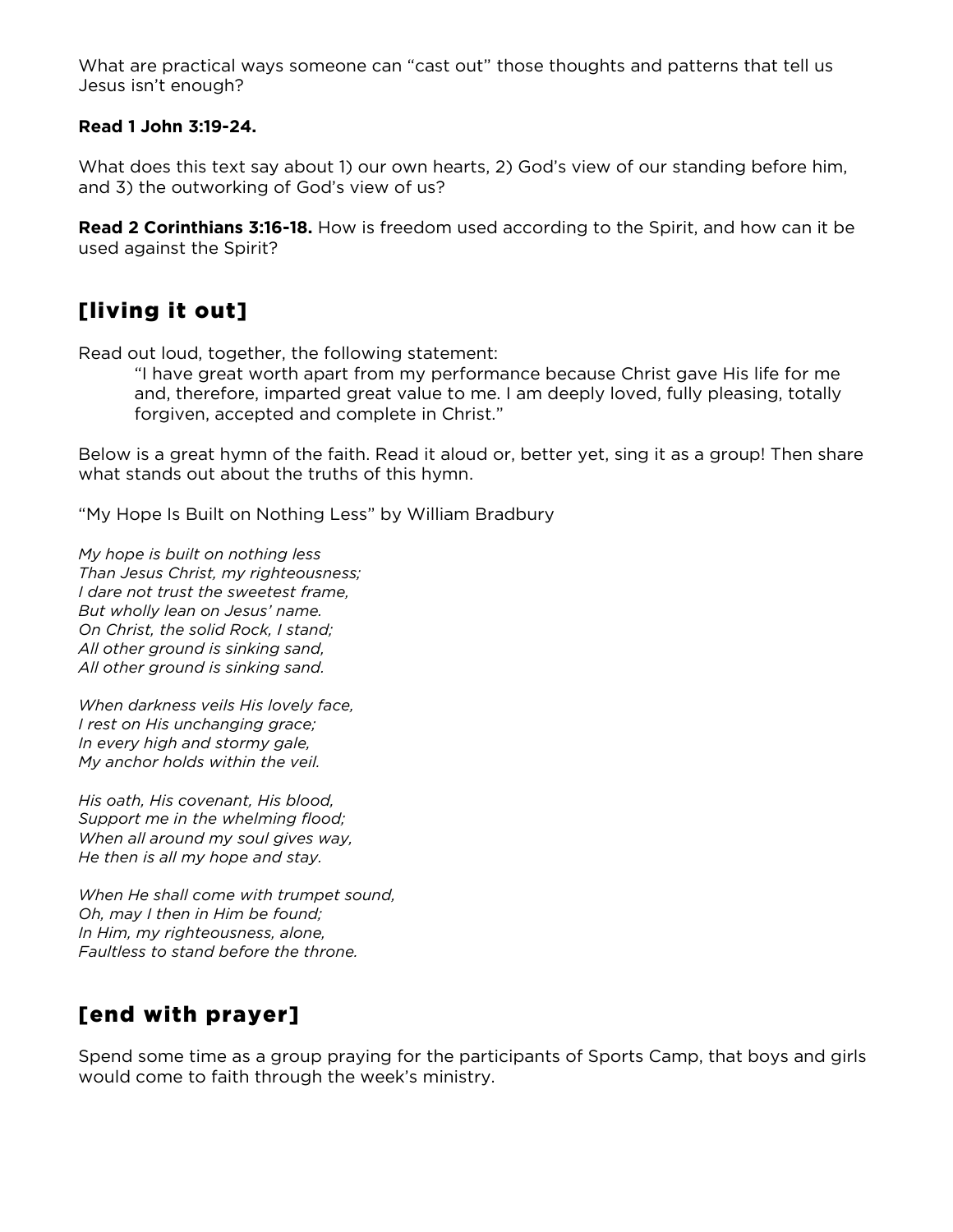What are practical ways someone can "cast out" those thoughts and patterns that tell us Jesus isn't enough?

**Read 1 John 3:19-24.**

What does this text say about 1) our own hearts, 2) God's view of our standing before him, and 3) the outworking of God's view of us?

**Read 2 Corinthians 3:16-18.** How is freedom used according to the Spirit, and how can it be used against the Spirit?

## [living it out]

Read out loud, together, the following statement:

> "I have great worth apart from my performance because Christ gave His life for me and, therefore, imparted great value to me. I am deeply loved, fully pleasing, totally forgiven, accepted and complete in Christ."

Below is a great hymn of the faith. Read it aloud or, better yet, sing it as a group! Then share what stands out about the truths of this hymn.

"My Hope Is Built on Nothing Less" by William Bradbury

*My hope is built on nothing less*
*Than Jesus Christ, my righteousness;*
*I dare not trust the sweetest frame,*
*But wholly lean on Jesus' name.*
*On Christ, the solid Rock, I stand;*
*All other ground is sinking sand,*
*All other ground is sinking sand.*

*When darkness veils His lovely face,*
*I rest on His unchanging grace;*
*In every high and stormy gale,*
*My anchor holds within the veil.*

*His oath, His covenant, His blood,*
*Support me in the whelming flood;*
*When all around my soul gives way,*
*He then is all my hope and stay.*

*When He shall come with trumpet sound,*
*Oh, may I then in Him be found;*
*In Him, my righteousness, alone,*
*Faultless to stand before the throne.*

## [end with prayer]

Spend some time as a group praying for the participants of Sports Camp, that boys and girls would come to faith through the week's ministry.